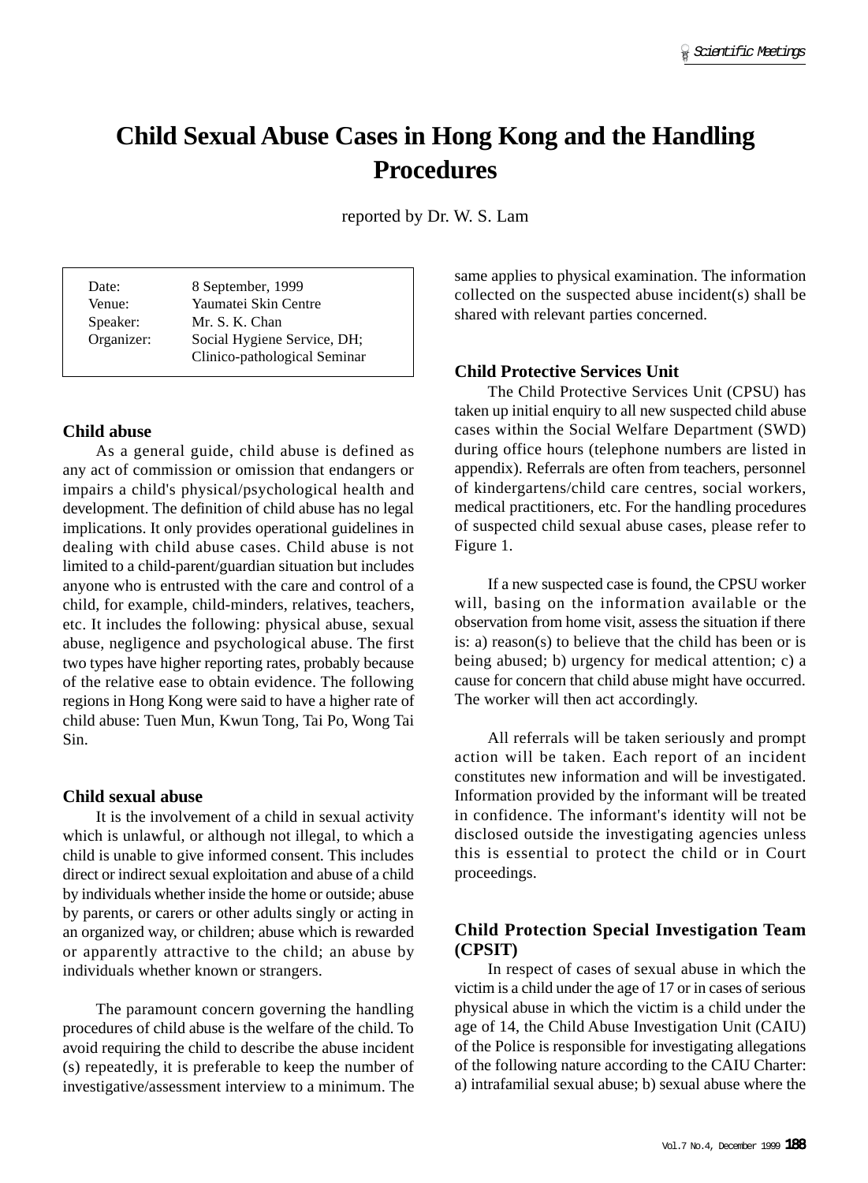# Child Sexual Abuse Cases in Hong Kong and the Handling Procedures

reported by Dr. W. S. Lam

| | |
|---|---|
| Date: | 8 September, 1999 |
| Venue: | Yaumatei Skin Centre |
| Speaker: | Mr. S. K. Chan |
| Organizer: | Social Hygiene Service, DH; Clinico-pathological Seminar |

## Child abuse

As a general guide, child abuse is defined as any act of commission or omission that endangers or impairs a child's physical/psychological health and development. The definition of child abuse has no legal implications. It only provides operational guidelines in dealing with child abuse cases. Child abuse is not limited to a child-parent/guardian situation but includes anyone who is entrusted with the care and control of a child, for example, child-minders, relatives, teachers, etc. It includes the following: physical abuse, sexual abuse, negligence and psychological abuse. The first two types have higher reporting rates, probably because of the relative ease to obtain evidence. The following regions in Hong Kong were said to have a higher rate of child abuse: Tuen Mun, Kwun Tong, Tai Po, Wong Tai Sin.

## Child sexual abuse

It is the involvement of a child in sexual activity which is unlawful, or although not illegal, to which a child is unable to give informed consent. This includes direct or indirect sexual exploitation and abuse of a child by individuals whether inside the home or outside; abuse by parents, or carers or other adults singly or acting in an organized way, or children; abuse which is rewarded or apparently attractive to the child; an abuse by individuals whether known or strangers.

The paramount concern governing the handling procedures of child abuse is the welfare of the child. To avoid requiring the child to describe the abuse incident (s) repeatedly, it is preferable to keep the number of investigative/assessment interview to a minimum. The same applies to physical examination. The information collected on the suspected abuse incident(s) shall be shared with relevant parties concerned.

## Child Protective Services Unit

The Child Protective Services Unit (CPSU) has taken up initial enquiry to all new suspected child abuse cases within the Social Welfare Department (SWD) during office hours (telephone numbers are listed in appendix). Referrals are often from teachers, personnel of kindergartens/child care centres, social workers, medical practitioners, etc. For the handling procedures of suspected child sexual abuse cases, please refer to Figure 1.

If a new suspected case is found, the CPSU worker will, basing on the information available or the observation from home visit, assess the situation if there is: a) reason(s) to believe that the child has been or is being abused; b) urgency for medical attention; c) a cause for concern that child abuse might have occurred. The worker will then act accordingly.

All referrals will be taken seriously and prompt action will be taken. Each report of an incident constitutes new information and will be investigated. Information provided by the informant will be treated in confidence. The informant's identity will not be disclosed outside the investigating agencies unless this is essential to protect the child or in Court proceedings.

## Child Protection Special Investigation Team (CPSIT)

In respect of cases of sexual abuse in which the victim is a child under the age of 17 or in cases of serious physical abuse in which the victim is a child under the age of 14, the Child Abuse Investigation Unit (CAIU) of the Police is responsible for investigating allegations of the following nature according to the CAIU Charter: a) intrafamilial sexual abuse; b) sexual abuse where the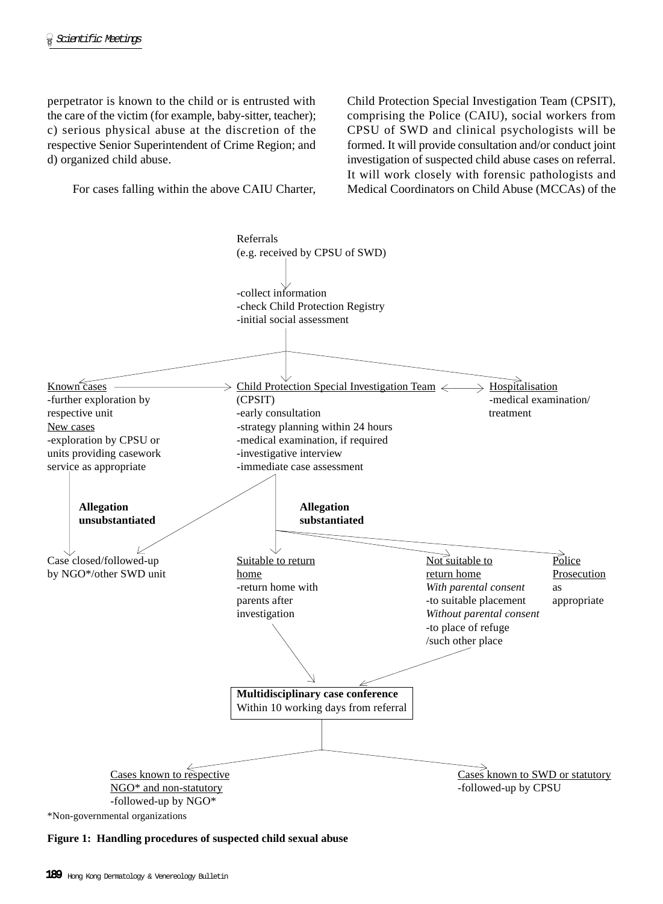perpetrator is known to the child or is entrusted with the care of the victim (for example, baby-sitter, teacher); c) serious physical abuse at the discretion of the respective Senior Superintendent of Crime Region; and d) organized child abuse.

For cases falling within the above CAIU Charter, Child Protection Special Investigation Team (CPSIT), comprising the Police (CAIU), social workers from CPSU of SWD and clinical psychologists will be formed. It will provide consultation and/or conduct joint investigation of suspected child abuse cases on referral. It will work closely with forensic pathologists and Medical Coordinators on Child Abuse (MCCAs) of the

Referrals
(e.g. received by CPSU of SWD)

↓

-collect information
-check Child Protection Registry
-initial social assessment

↓

Known cases
-further exploration by respective unit
New cases
-exploration by CPSU or units providing casework service as appropriate

Child Protection Special Investigation Team (CPSIT)
-early consultation
-strategy planning within 24 hours
-medical examination, if required
-investigative interview
-immediate case assessment

Hospitalisation
-medical examination/treatment

**Allegation unsubstantiated**

Case closed/followed-up by NGO*/other SWD unit

**Allegation substantiated**

Suitable to return home
-return home with parents after investigation

Not suitable to return home
*With parental consent*
-to suitable placement
*Without parental consent*
-to place of refuge /such other place

Police Prosecution as appropriate

↓

**Multidisciplinary case conference**
Within 10 working days from referral

↓

Cases known to respective NGO* and non-statutory
-followed-up by NGO*

Cases known to SWD or statutory
-followed-up by CPSU

*Non-governmental organizations

**Figure 1: Handling procedures of suspected child sexual abuse**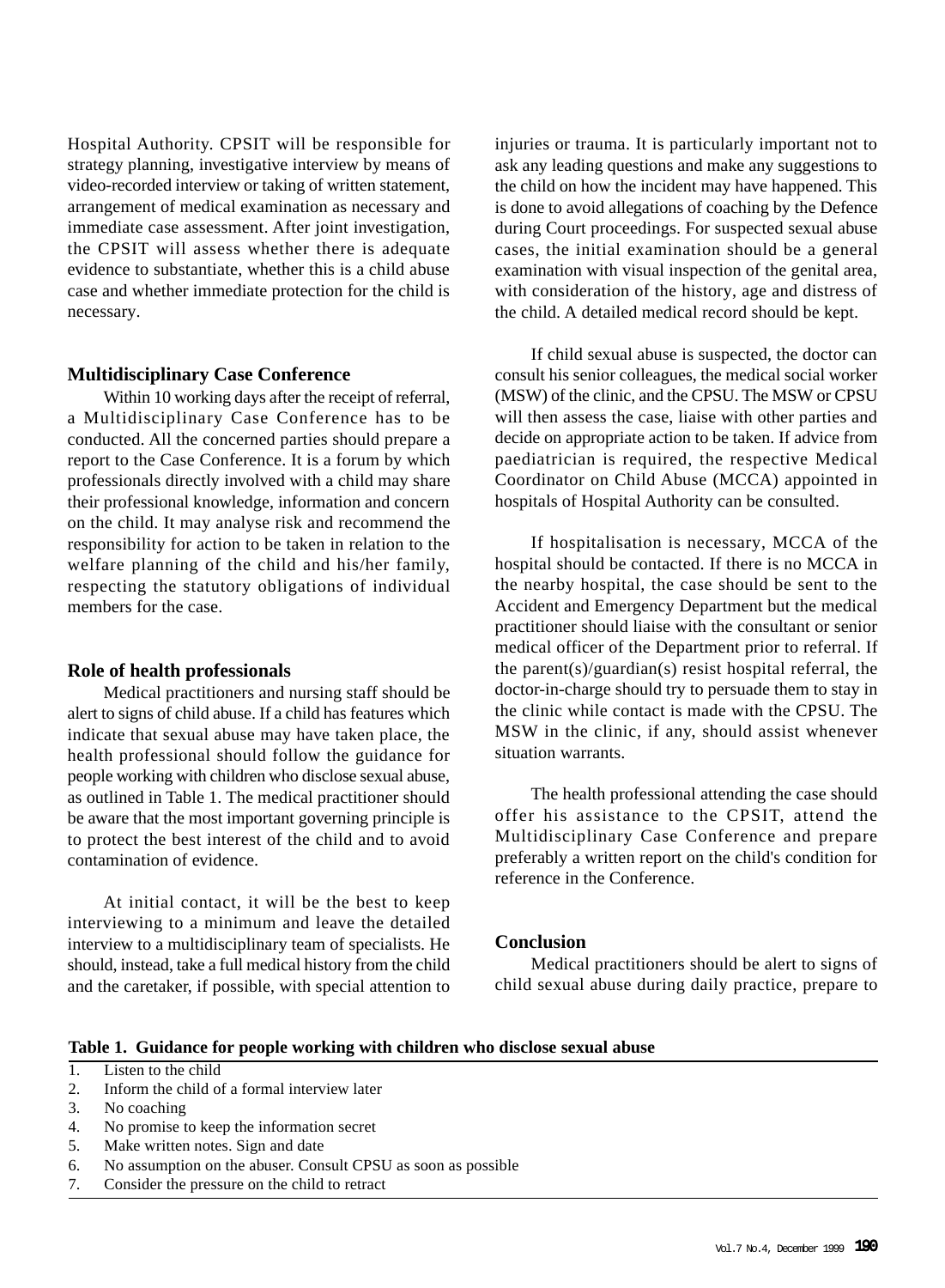Hospital Authority. CPSIT will be responsible for strategy planning, investigative interview by means of video-recorded interview or taking of written statement, arrangement of medical examination as necessary and immediate case assessment. After joint investigation, the CPSIT will assess whether there is adequate evidence to substantiate, whether this is a child abuse case and whether immediate protection for the child is necessary.

### Multidisciplinary Case Conference

Within 10 working days after the receipt of referral, a Multidisciplinary Case Conference has to be conducted. All the concerned parties should prepare a report to the Case Conference. It is a forum by which professionals directly involved with a child may share their professional knowledge, information and concern on the child. It may analyse risk and recommend the responsibility for action to be taken in relation to the welfare planning of the child and his/her family, respecting the statutory obligations of individual members for the case.

### Role of health professionals

Medical practitioners and nursing staff should be alert to signs of child abuse. If a child has features which indicate that sexual abuse may have taken place, the health professional should follow the guidance for people working with children who disclose sexual abuse, as outlined in Table 1. The medical practitioner should be aware that the most important governing principle is to protect the best interest of the child and to avoid contamination of evidence.

At initial contact, it will be the best to keep interviewing to a minimum and leave the detailed interview to a multidisciplinary team of specialists. He should, instead, take a full medical history from the child and the caretaker, if possible, with special attention to injuries or trauma. It is particularly important not to ask any leading questions and make any suggestions to the child on how the incident may have happened. This is done to avoid allegations of coaching by the Defence during Court proceedings. For suspected sexual abuse cases, the initial examination should be a general examination with visual inspection of the genital area, with consideration of the history, age and distress of the child. A detailed medical record should be kept.

If child sexual abuse is suspected, the doctor can consult his senior colleagues, the medical social worker (MSW) of the clinic, and the CPSU. The MSW or CPSU will then assess the case, liaise with other parties and decide on appropriate action to be taken. If advice from paediatrician is required, the respective Medical Coordinator on Child Abuse (MCCA) appointed in hospitals of Hospital Authority can be consulted.

If hospitalisation is necessary, MCCA of the hospital should be contacted. If there is no MCCA in the nearby hospital, the case should be sent to the Accident and Emergency Department but the medical practitioner should liaise with the consultant or senior medical officer of the Department prior to referral. If the parent(s)/guardian(s) resist hospital referral, the doctor-in-charge should try to persuade them to stay in the clinic while contact is made with the CPSU. The MSW in the clinic, if any, should assist whenever situation warrants.

The health professional attending the case should offer his assistance to the CPSIT, attend the Multidisciplinary Case Conference and prepare preferably a written report on the child's condition for reference in the Conference.

### Conclusion

Medical practitioners should be alert to signs of child sexual abuse during daily practice, prepare to

**Table 1. Guidance for people working with children who disclose sexual abuse**

1. Listen to the child
2. Inform the child of a formal interview later
3. No coaching
4. No promise to keep the information secret
5. Make written notes. Sign and date
6. No assumption on the abuser. Consult CPSU as soon as possible
7. Consider the pressure on the child to retract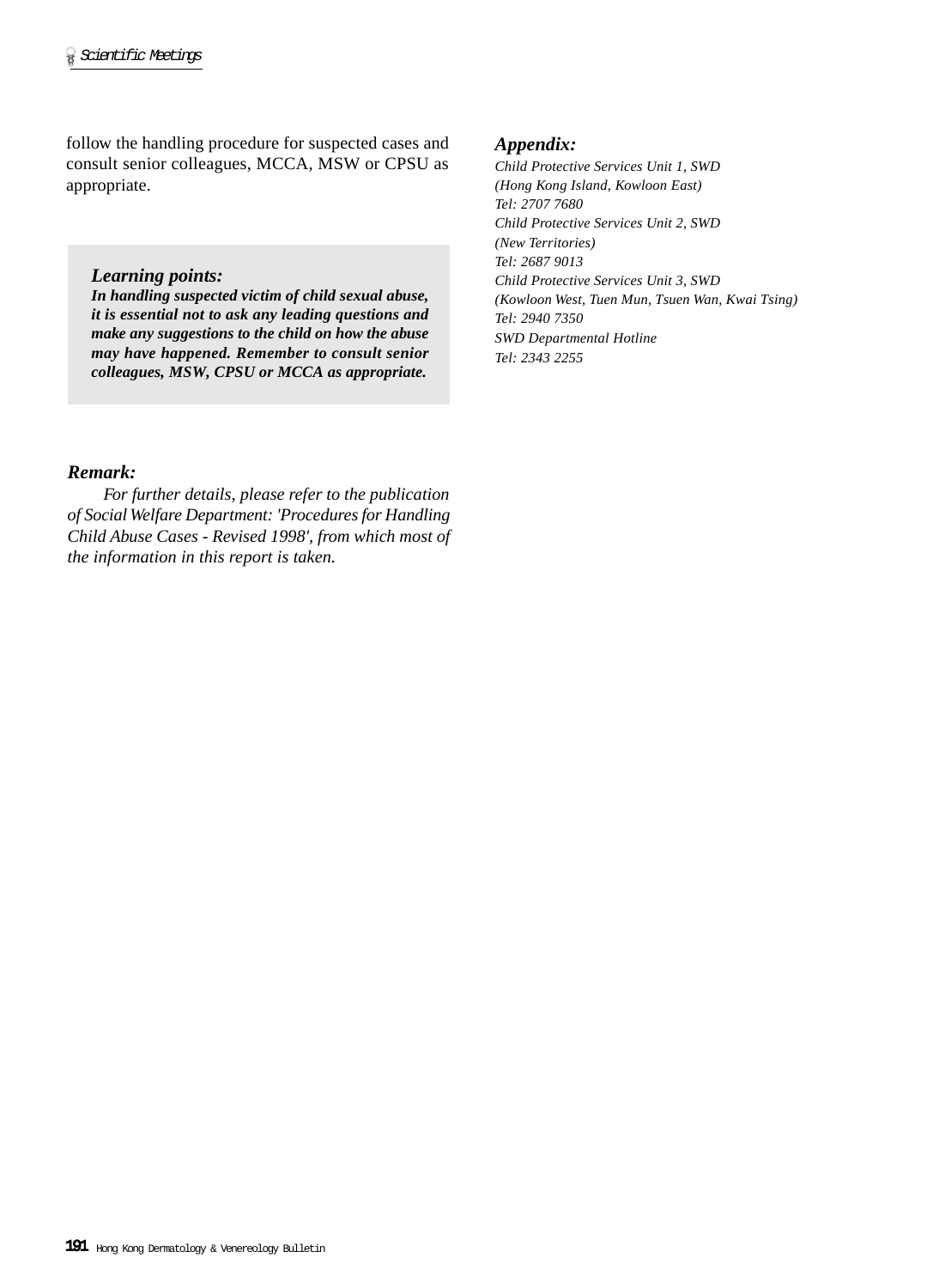follow the handling procedure for suspected cases and consult senior colleagues, MCCA, MSW or CPSU as appropriate.

> ***Learning points:***
> ***In handling suspected victim of child sexual abuse, it is essential not to ask any leading questions and make any suggestions to the child on how the abuse may have happened. Remember to consult senior colleagues, MSW, CPSU or MCCA as appropriate.***

***Remark:***

*For further details, please refer to the publication of Social Welfare Department: 'Procedures for Handling Child Abuse Cases - Revised 1998', from which most of the information in this report is taken.*

***Appendix:***

*Child Protective Services Unit 1, SWD*
*(Hong Kong Island, Kowloon East)*
*Tel: 2707 7680*
*Child Protective Services Unit 2, SWD*
*(New Territories)*
*Tel: 2687 9013*
*Child Protective Services Unit 3, SWD*
*(Kowloon West, Tuen Mun, Tsuen Wan, Kwai Tsing)*
*Tel: 2940 7350*
*SWD Departmental Hotline*
*Tel: 2343 2255*